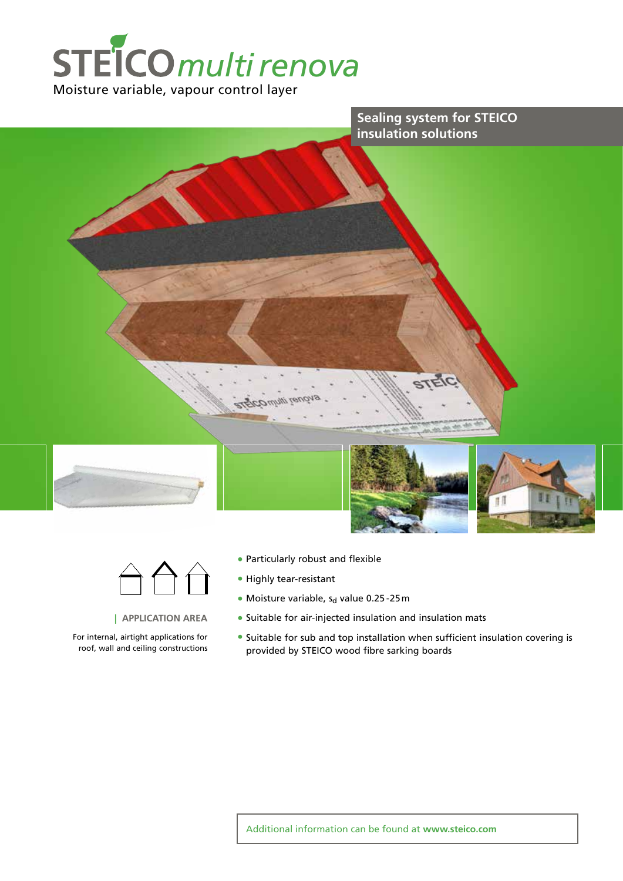# STEICO *multi renova*

Moisture variable, vapour control layer

## Sealing system for STEICO insulation solutions

| APPLICATION AREA

For internal, airtight applications for roof, wall and ceiling constructions

- Particularly robust and flexible
- Highly tear-resistant
- Moisture variable, $s_d$ value 0.25 - 25 m
- Suitable for air-injected insulation and insulation mats
- Suitable for sub and top installation when sufficient insulation covering is provided by STEICO wood fibre sarking boards

Additional information can be found at **www.steico.com**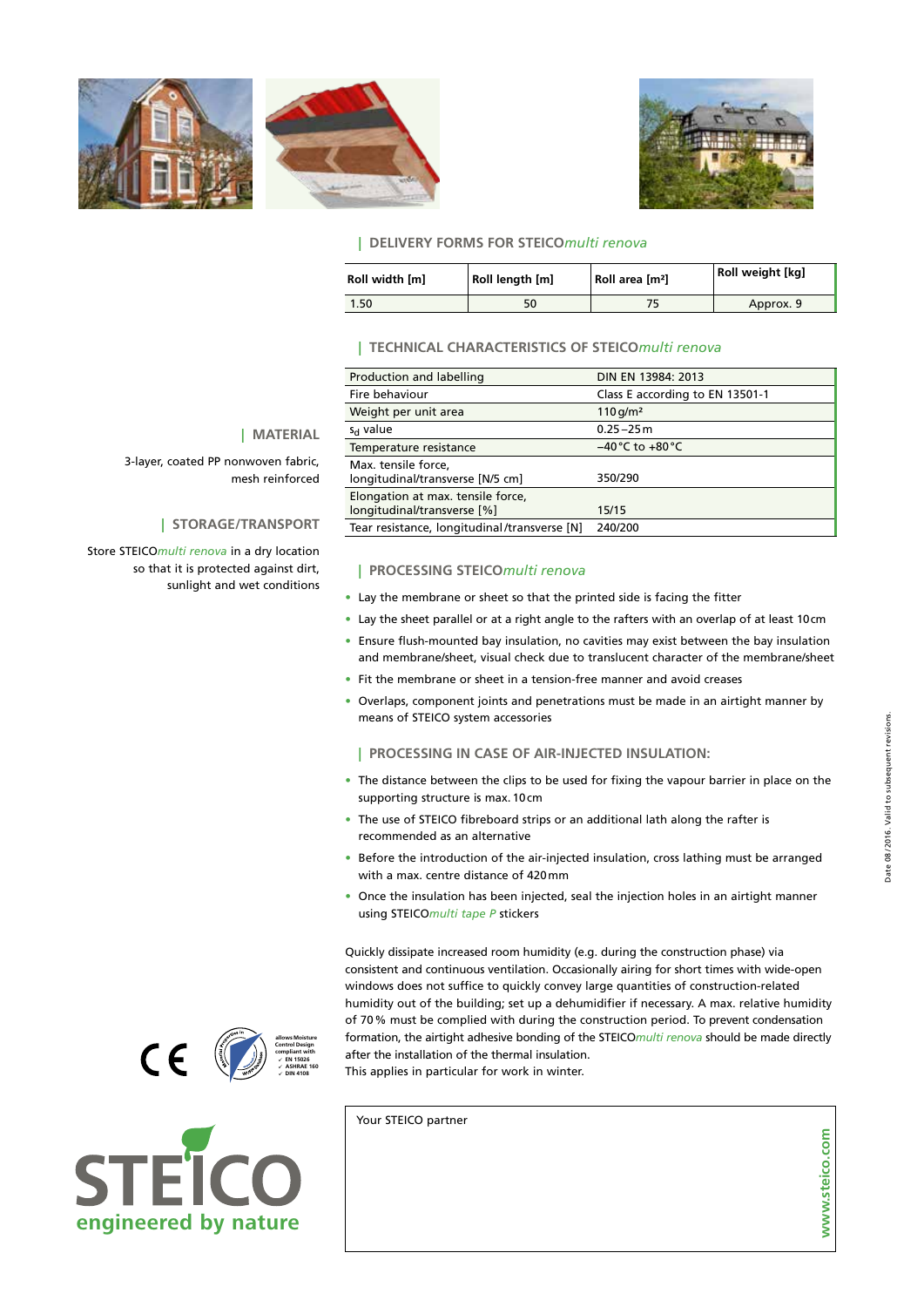## DELIVERY FORMS FOR STEICO*multi renova*

| Roll width [m] | Roll length [m] | Roll area [m²] | Roll weight [kg] |
|---|---|---|---|
| 1.50 | 50 | 75 | Approx. 9 |

## TECHNICAL CHARACTERISTICS OF STEICO*multi renova*

| | |
|---|---|
| Production and labelling | DIN EN 13984: 2013 |
| Fire behaviour | Class E according to EN 13501-1 |
| Weight per unit area | 110 g/m² |
| $s_d$ value | 0.25 – 25 m |
| Temperature resistance | –40 °C to +80 °C |
| Max. tensile force, longitudinal/transverse [N/5 cm] | 350/290 |
| Elongation at max. tensile force, longitudinal/transverse [%] | 15/15 |
| Tear resistance, longitudinal/transverse [N] | 240/200 |

## MATERIAL

3-layer, coated PP nonwoven fabric, mesh reinforced

## STORAGE/TRANSPORT

Store STEICO*multi renova* in a dry location so that it is protected against dirt, sunlight and wet conditions

## PROCESSING STEICO*multi renova*

- Lay the membrane or sheet so that the printed side is facing the fitter
- Lay the sheet parallel or at a right angle to the rafters with an overlap of at least 10 cm
- Ensure flush-mounted bay insulation, no cavities may exist between the bay insulation and membrane/sheet, visual check due to translucent character of the membrane/sheet
- Fit the membrane or sheet in a tension-free manner and avoid creases
- Overlaps, component joints and penetrations must be made in an airtight manner by means of STEICO system accessories

## PROCESSING IN CASE OF AIR-INJECTED INSULATION:

- The distance between the clips to be used for fixing the vapour barrier in place on the supporting structure is max. 10 cm
- The use of STEICO fibreboard strips or an additional lath along the rafter is recommended as an alternative
- Before the introduction of the air-injected insulation, cross lathing must be arranged with a max. centre distance of 420 mm
- Once the insulation has been injected, seal the injection holes in an airtight manner using STEICO*multi tape P* stickers

Quickly dissipate increased room humidity (e.g. during the construction phase) via consistent and continuous ventilation. Occasionally airing for short times with wide-open windows does not suffice to quickly convey large quantities of construction-related humidity out of the building; set up a dehumidifier if necessary. A max. relative humidity of 70 % must be complied with during the construction period. To prevent condensation formation, the airtight adhesive bonding of the STEICO*multi renova* should be made directly after the installation of the thermal insulation.
This applies in particular for work in winter.

allows Moisture Control Design compliant with
✓ EN 15026
✓ ASHRAE 160
✓ DIN 4108

STEICO
engineered by nature

Your STEICO partner

www.steico.com

Date 08/2016. Valid to subsequent revisions.